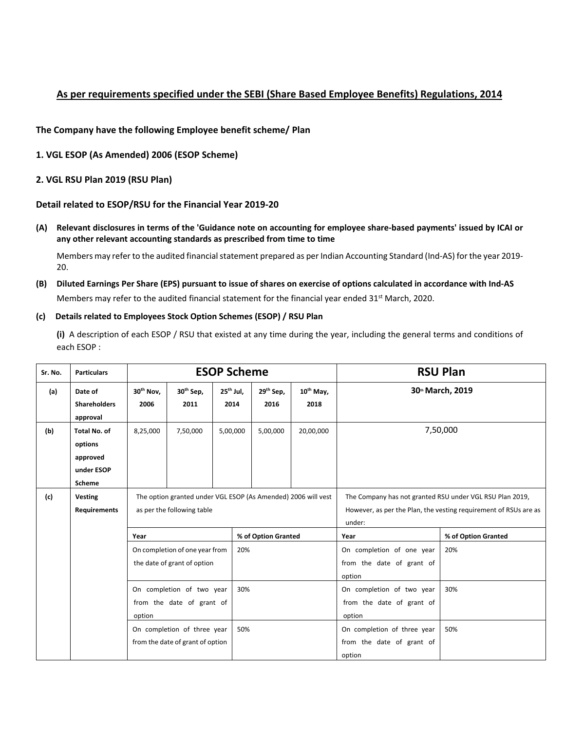## As per requirements specified under the SEBI (Share Based Employee Benefits) Regulations, 2014

**The Company have the following Employee benefit scheme/ Plan**

**1. VGL ESOP (As Amended) 2006 (ESOP Scheme)**

**2. VGL RSU Plan 2019 (RSU Plan)**

**Detail related to ESOP/RSU for the Financial Year 2019-20**

**(A) Relevant disclosures in terms of the 'Guidance note on accounting for employee share-based payments' issued by ICAI or any other relevant accounting standards as prescribed from time to time**

Members may refer to the audited financial statement prepared as per Indian Accounting Standard (Ind-AS) for the year 2019-20.

**(B) Diluted Earnings Per Share (EPS) pursuant to issue of shares on exercise of options calculated in accordance with Ind-AS**

Members may refer to the audited financial statement for the financial year ended 31st March, 2020.

**(c) Details related to Employees Stock Option Schemes (ESOP) / RSU Plan**

**(i)** A description of each ESOP / RSU that existed at any time during the year, including the general terms and conditions of each ESOP :

| Sr. No. | Particulars | ESOP Scheme | | | | | RSU Plan | |
|---|---|---|---|---|---|---|---|---|
| (a) | Date of Shareholders approval | 30th Nov, 2006 | 30th Sep, 2011 | 25th Jul, 2014 | 29th Sep, 2016 | 10th May, 2018 | 30th March, 2019 | |
| (b) | Total No. of options approved under ESOP Scheme | 8,25,000 | 7,50,000 | 5,00,000 | 5,00,000 | 20,00,000 | 7,50,000 | |
| (c) | Vesting Requirements | The option granted under VGL ESOP (As Amended) 2006 will vest as per the following table | | | | | The Company has not granted RSU under VGL RSU Plan 2019, However, as per the Plan, the vesting requirement of RSUs are as under: | |
| | | **Year** | | **% of Option Granted** | | | **Year** | **% of Option Granted** |
| | | On completion of one year from the date of grant of option | | 20% | | | On completion of one year from the date of grant of option | 20% |
| | | On completion of two year from the date of grant of option | | 30% | | | On completion of two year from the date of grant of option | 30% |
| | | On completion of three year from the date of grant of option | | 50% | | | On completion of three year from the date of grant of option | 50% |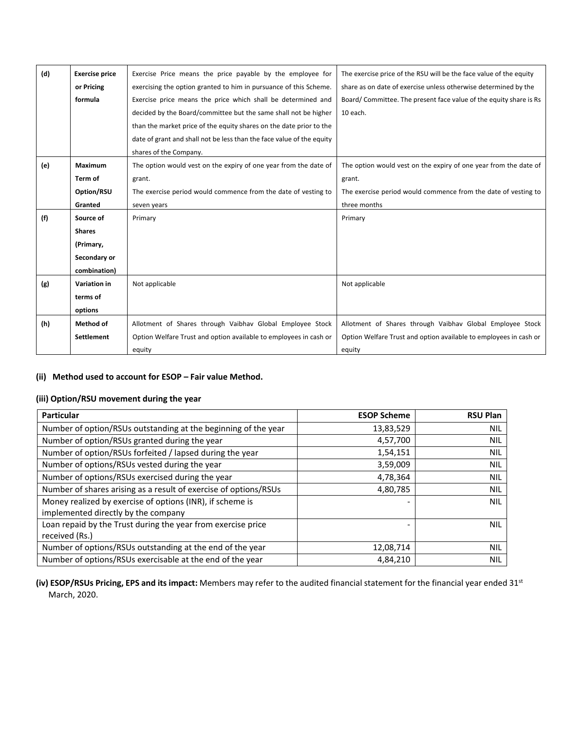| (d) | Exercise price or Pricing formula | Exercise Price means the price payable by the employee for exercising the option granted to him in pursuance of this Scheme. Exercise price means the price which shall be determined and decided by the Board/committee but the same shall not be higher than the market price of the equity shares on the date prior to the date of grant and shall not be less than the face value of the equity shares of the Company. | The exercise price of the RSU will be the face value of the equity share as on date of exercise unless otherwise determined by the Board/ Committee. The present face value of the equity share is Rs 10 each. |
|---|---|---|---|
| (e) | Maximum Term of Option/RSU Granted | The option would vest on the expiry of one year from the date of grant. The exercise period would commence from the date of vesting to seven years | The option would vest on the expiry of one year from the date of grant. The exercise period would commence from the date of vesting to three months |
| (f) | Source of Shares (Primary, Secondary or combination) | Primary | Primary |
| (g) | Variation in terms of options | Not applicable | Not applicable |
| (h) | Method of Settlement | Allotment of Shares through Vaibhav Global Employee Stock Option Welfare Trust and option available to employees in cash or equity | Allotment of Shares through Vaibhav Global Employee Stock Option Welfare Trust and option available to employees in cash or equity |

**(ii) Method used to account for ESOP – Fair value Method.**

**(iii) Option/RSU movement during the year**

| Particular | ESOP Scheme | RSU Plan |
|---|---|---|
| Number of option/RSUs outstanding at the beginning of the year | 13,83,529 | NIL |
| Number of option/RSUs granted during the year | 4,57,700 | NIL |
| Number of option/RSUs forfeited / lapsed during the year | 1,54,151 | NIL |
| Number of options/RSUs vested during the year | 3,59,009 | NIL |
| Number of options/RSUs exercised during the year | 4,78,364 | NIL |
| Number of shares arising as a result of exercise of options/RSUs | 4,80,785 | NIL |
| Money realized by exercise of options (INR), if scheme is implemented directly by the company | - | NIL |
| Loan repaid by the Trust during the year from exercise price received (Rs.) | - | NIL |
| Number of options/RSUs outstanding at the end of the year | 12,08,714 | NIL |
| Number of options/RSUs exercisable at the end of the year | 4,84,210 | NIL |

**(iv) ESOP/RSUs Pricing, EPS and its impact:** Members may refer to the audited financial statement for the financial year ended 31st March, 2020.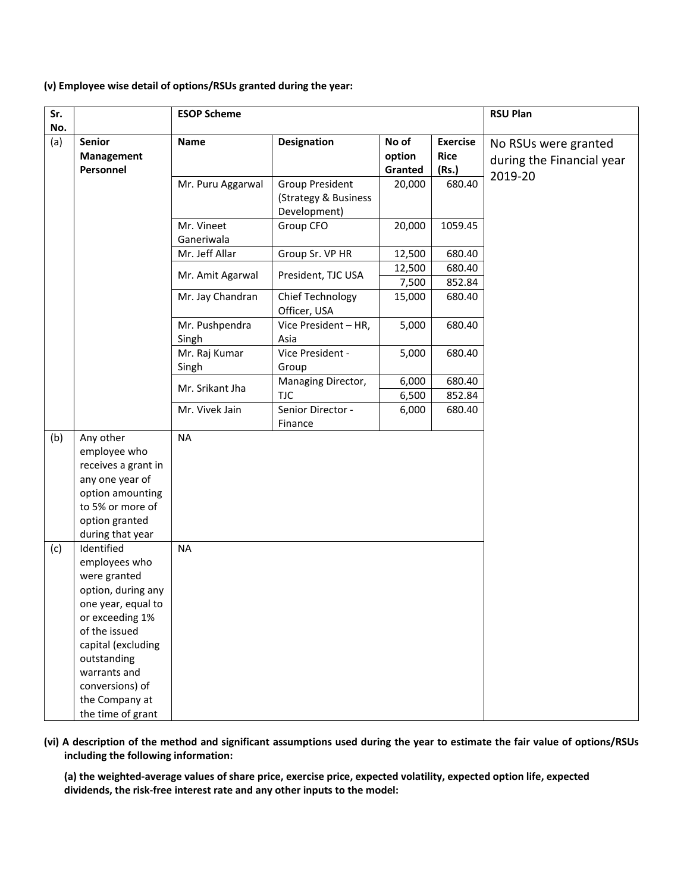**(v) Employee wise detail of options/RSUs granted during the year:**

| Sr. No. | | ESOP Scheme | | | | RSU Plan |
|---|---|---|---|---|---|---|
| (a) | **Senior Management Personnel** | **Name** | **Designation** | **No of option Granted** | **Exercise Rice (Rs.)** | No RSUs were granted during the Financial year 2019-20 |
| | | Mr. Puru Aggarwal | Group President (Strategy & Business Development) | 20,000 | 680.40 | |
| | | Mr. Vineet Ganeriwala | Group CFO | 20,000 | 1059.45 | |
| | | Mr. Jeff Allar | Group Sr. VP HR | 12,500 | 680.40 | |
| | | Mr. Amit Agarwal | President, TJC USA | 12,500 | 680.40 | |
| | | | | 7,500 | 852.84 | |
| | | Mr. Jay Chandran | Chief Technology Officer, USA | 15,000 | 680.40 | |
| | | Mr. Pushpendra Singh | Vice President – HR, Asia | 5,000 | 680.40 | |
| | | Mr. Raj Kumar Singh | Vice President - Group | 5,000 | 680.40 | |
| | | Mr. Srikant Jha | Managing Director, TJC | 6,000 | 680.40 | |
| | | | | 6,500 | 852.84 | |
| | | Mr. Vivek Jain | Senior Director - Finance | 6,000 | 680.40 | |
| (b) | Any other employee who receives a grant in any one year of option amounting to 5% or more of option granted during that year | NA | | | | |
| (c) | Identified employees who were granted option, during any one year, equal to or exceeding 1% of the issued capital (excluding outstanding warrants and conversions) of the Company at the time of grant | NA | | | | |

**(vi) A description of the method and significant assumptions used during the year to estimate the fair value of options/RSUs including the following information:**

**(a) the weighted-average values of share price, exercise price, expected volatility, expected option life, expected dividends, the risk-free interest rate and any other inputs to the model:**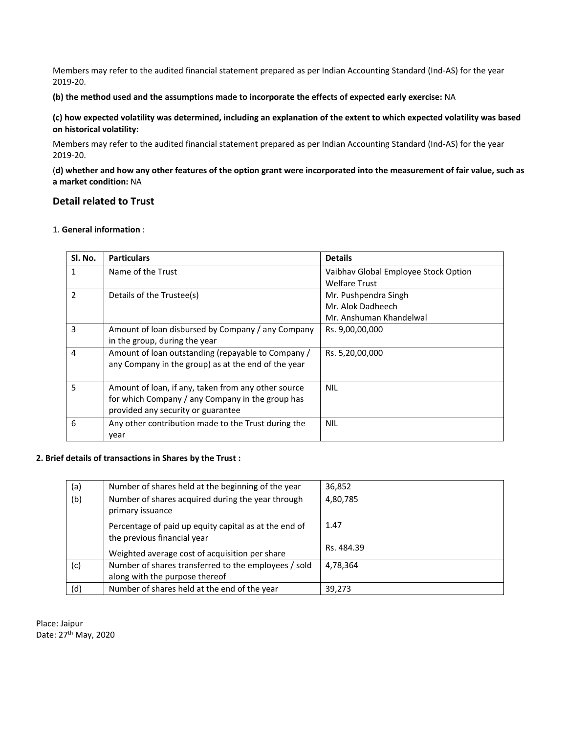Members may refer to the audited financial statement prepared as per Indian Accounting Standard (Ind-AS) for the year 2019-20.

**(b) the method used and the assumptions made to incorporate the effects of expected early exercise:** NA

**(c) how expected volatility was determined, including an explanation of the extent to which expected volatility was based on historical volatility:**

Members may refer to the audited financial statement prepared as per Indian Accounting Standard (Ind-AS) for the year 2019-20.

(**d) whether and how any other features of the option grant were incorporated into the measurement of fair value, such as a market condition:** NA

## Detail related to Trust

1. **General information** :

| Sl. No. | Particulars | Details |
|---|---|---|
| 1 | Name of the Trust | Vaibhav Global Employee Stock Option Welfare Trust |
| 2 | Details of the Trustee(s) | Mr. Pushpendra Singh<br>Mr. Alok Dadheech<br>Mr. Anshuman Khandelwal |
| 3 | Amount of loan disbursed by Company / any Company in the group, during the year | Rs. 9,00,00,000 |
| 4 | Amount of loan outstanding (repayable to Company / any Company in the group) as at the end of the year | Rs. 5,20,00,000 |
| 5 | Amount of loan, if any, taken from any other source for which Company / any Company in the group has provided any security or guarantee | NIL |
| 6 | Any other contribution made to the Trust during the year | NIL |

**2. Brief details of transactions in Shares by the Trust :**

| | | |
|---|---|---|
| (a) | Number of shares held at the beginning of the year | 36,852 |
| (b) | Number of shares acquired during the year through primary issuance<br>Percentage of paid up equity capital as at the end of the previous financial year<br>Weighted average cost of acquisition per share | 4,80,785<br>1.47<br>Rs. 484.39 |
| (c) | Number of shares transferred to the employees / sold along with the purpose thereof | 4,78,364 |
| (d) | Number of shares held at the end of the year | 39,273 |

Place: Jaipur
Date: 27th May, 2020